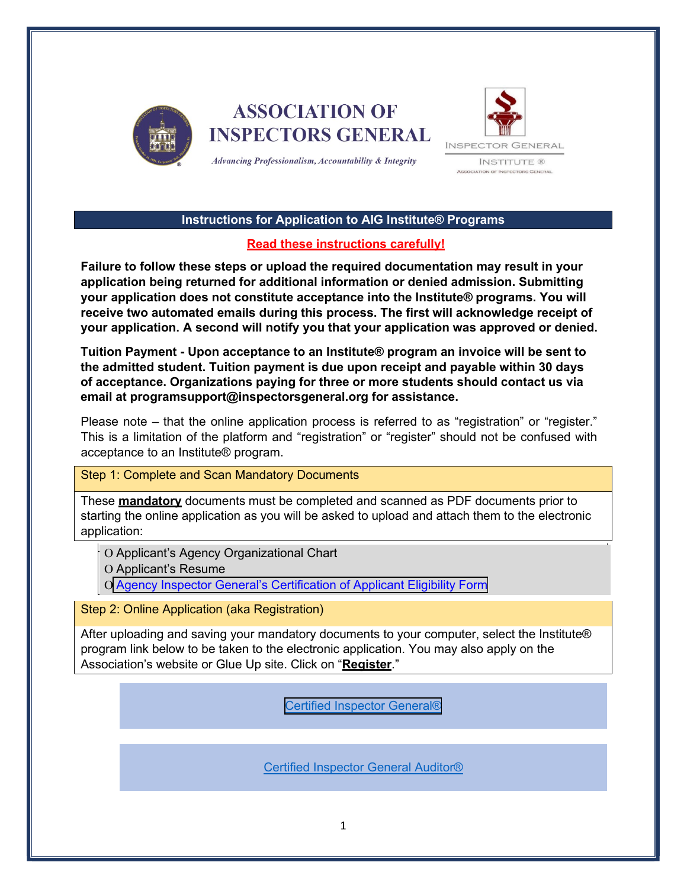# ASSOCIATION OF INSPECTORS GENERAL

*Advancing Professionalism, Accountability & Integrity*

INSPECTOR GENERAL INSTITUTE ®
ASSOCIATION OF INSPECTORS GENERAL

## Instructions for Application to AIG Institute® Programs

**Read these instructions carefully!**

**Failure to follow these steps or upload the required documentation may result in your application being returned for additional information or denied admission. Submitting your application does not constitute acceptance into the Institute® programs. You will receive two automated emails during this process. The first will acknowledge receipt of your application. A second will notify you that your application was approved or denied.**

**Tuition Payment - Upon acceptance to an Institute® program an invoice will be sent to the admitted student. Tuition payment is due upon receipt and payable within 30 days of acceptance. Organizations paying for three or more students should contact us via email at programsupport@inspectorsgeneral.org for assistance.**

Please note – that the online application process is referred to as "registration" or "register." This is a limitation of the platform and "registration" or "register" should not be confused with acceptance to an Institute® program.

### Step 1: Complete and Scan Mandatory Documents

These **mandatory** documents must be completed and scanned as PDF documents prior to starting the online application as you will be asked to upload and attach them to the electronic application:

- O Applicant's Agency Organizational Chart
- O Applicant's Resume
- O Agency Inspector General's Certification of Applicant Eligibility Form

### Step 2: Online Application (aka Registration)

After uploading and saving your mandatory documents to your computer, select the Institute® program link below to be taken to the electronic application. You may also apply on the Association's website or Glue Up site. Click on "**Register**."

Certified Inspector General®

Certified Inspector General Auditor®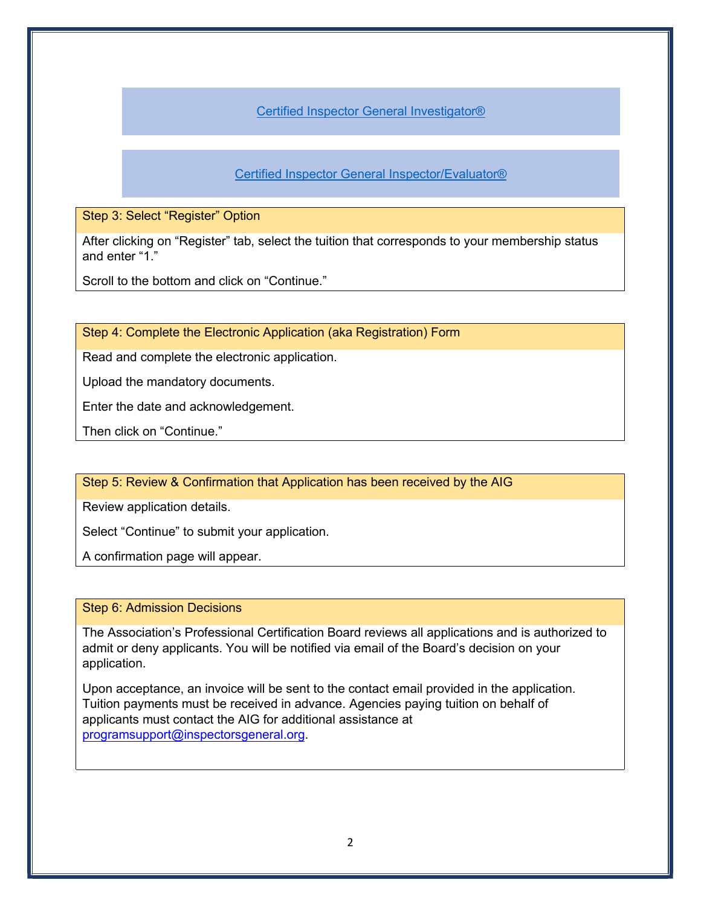[Certified Inspector General Investigator®]

[Certified Inspector General Inspector/Evaluator®]

### Step 3: Select "Register" Option

After clicking on "Register" tab, select the tuition that corresponds to your membership status and enter "1."

Scroll to the bottom and click on "Continue."

### Step 4: Complete the Electronic Application (aka Registration) Form

Read and complete the electronic application.

Upload the mandatory documents.

Enter the date and acknowledgement.

Then click on "Continue."

### Step 5: Review & Confirmation that Application has been received by the AIG

Review application details.

Select "Continue" to submit your application.

A confirmation page will appear.

### Step 6: Admission Decisions

The Association's Professional Certification Board reviews all applications and is authorized to admit or deny applicants. You will be notified via email of the Board's decision on your application.

Upon acceptance, an invoice will be sent to the contact email provided in the application. Tuition payments must be received in advance. Agencies paying tuition on behalf of applicants must contact the AIG for additional assistance at programsupport@inspectorsgeneral.org.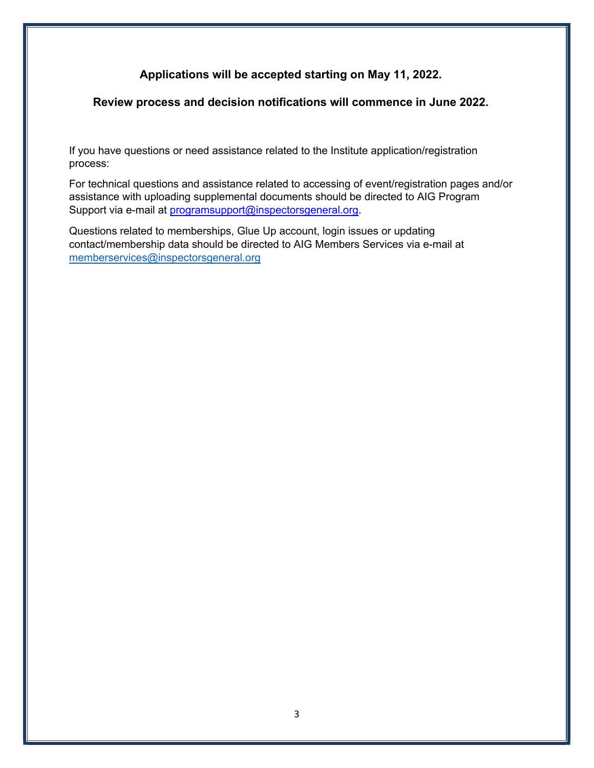**Applications will be accepted starting on May 11, 2022.**

**Review process and decision notifications will commence in June 2022.**

If you have questions or need assistance related to the Institute application/registration process:

For technical questions and assistance related to accessing of event/registration pages and/or assistance with uploading supplemental documents should be directed to AIG Program Support via e-mail at programsupport@inspectorsgeneral.org.

Questions related to memberships, Glue Up account, login issues or updating contact/membership data should be directed to AIG Members Services via e-mail at memberservices@inspectorsgeneral.org